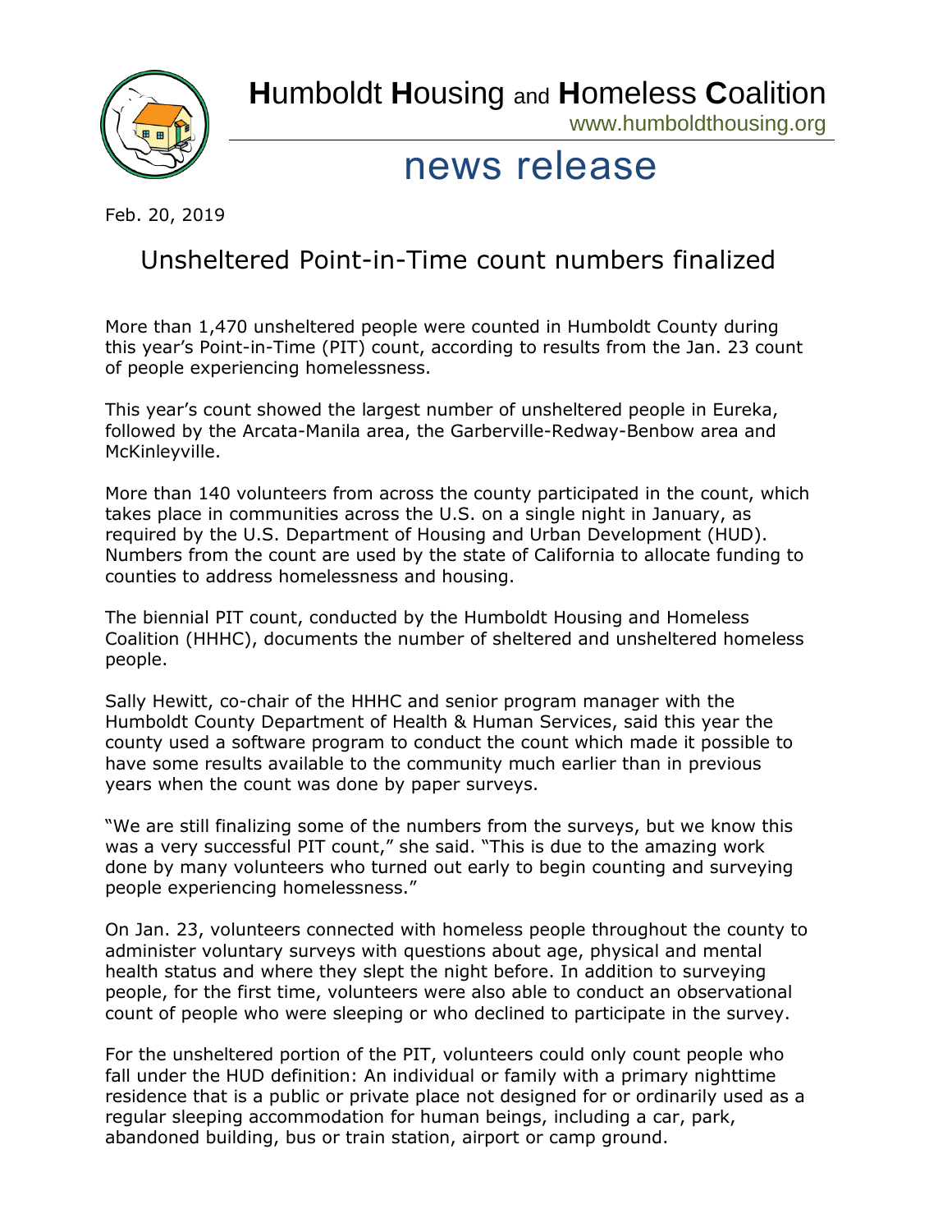# Humboldt Housing and Homeless Coalition

www.humboldthousing.org

## news release

Feb. 20, 2019

## Unsheltered Point-in-Time count numbers finalized

More than 1,470 unsheltered people were counted in Humboldt County during this year's Point-in-Time (PIT) count, according to results from the Jan. 23 count of people experiencing homelessness.

This year's count showed the largest number of unsheltered people in Eureka, followed by the Arcata-Manila area, the Garberville-Redway-Benbow area and McKinleyville.

More than 140 volunteers from across the county participated in the count, which takes place in communities across the U.S. on a single night in January, as required by the U.S. Department of Housing and Urban Development (HUD). Numbers from the count are used by the state of California to allocate funding to counties to address homelessness and housing.

The biennial PIT count, conducted by the Humboldt Housing and Homeless Coalition (HHHC), documents the number of sheltered and unsheltered homeless people.

Sally Hewitt, co-chair of the HHHC and senior program manager with the Humboldt County Department of Health & Human Services, said this year the county used a software program to conduct the count which made it possible to have some results available to the community much earlier than in previous years when the count was done by paper surveys.

"We are still finalizing some of the numbers from the surveys, but we know this was a very successful PIT count," she said. "This is due to the amazing work done by many volunteers who turned out early to begin counting and surveying people experiencing homelessness."

On Jan. 23, volunteers connected with homeless people throughout the county to administer voluntary surveys with questions about age, physical and mental health status and where they slept the night before. In addition to surveying people, for the first time, volunteers were also able to conduct an observational count of people who were sleeping or who declined to participate in the survey.

For the unsheltered portion of the PIT, volunteers could only count people who fall under the HUD definition: An individual or family with a primary nighttime residence that is a public or private place not designed for or ordinarily used as a regular sleeping accommodation for human beings, including a car, park, abandoned building, bus or train station, airport or camp ground.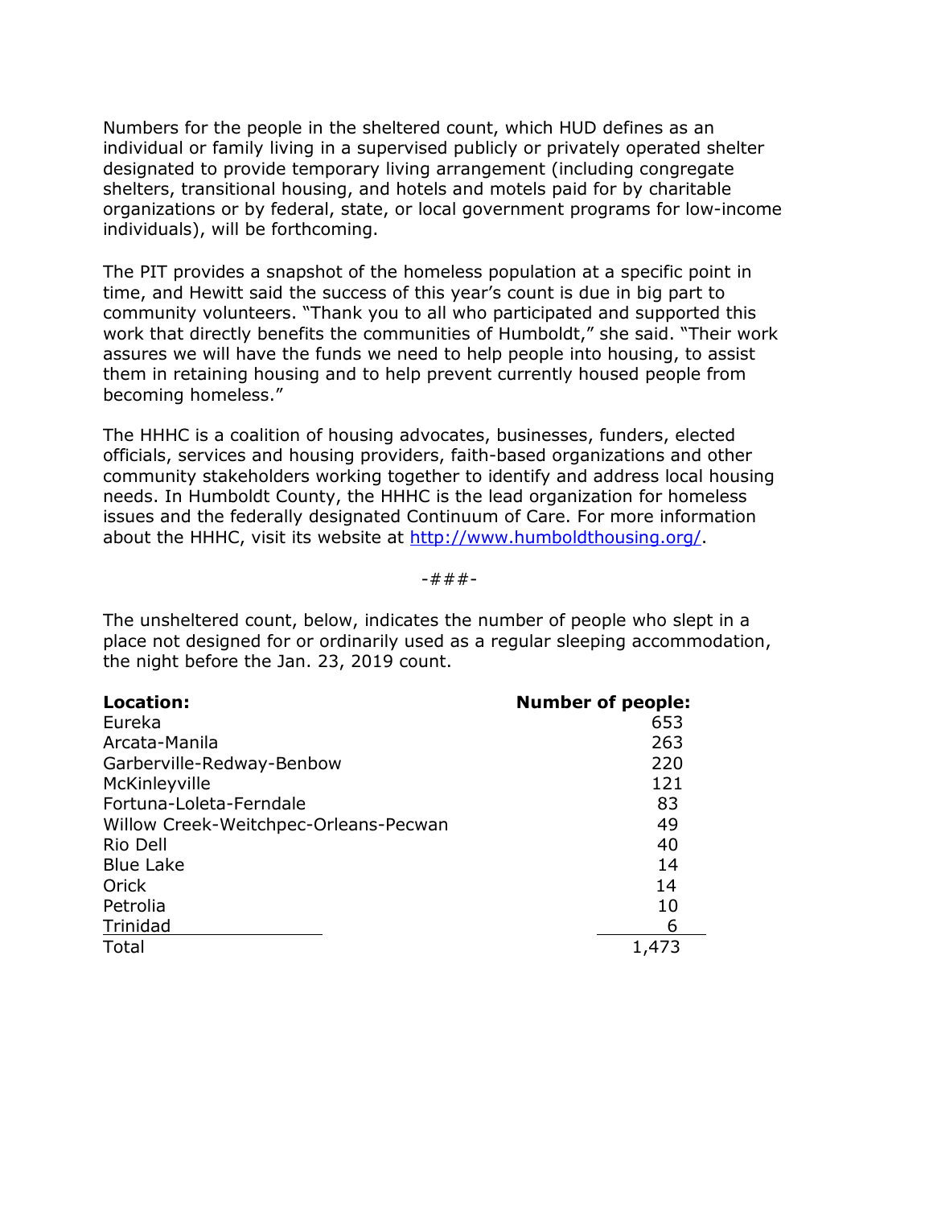Numbers for the people in the sheltered count, which HUD defines as an individual or family living in a supervised publicly or privately operated shelter designated to provide temporary living arrangement (including congregate shelters, transitional housing, and hotels and motels paid for by charitable organizations or by federal, state, or local government programs for low-income individuals), will be forthcoming.

The PIT provides a snapshot of the homeless population at a specific point in time, and Hewitt said the success of this year's count is due in big part to community volunteers. "Thank you to all who participated and supported this work that directly benefits the communities of Humboldt," she said. "Their work assures we will have the funds we need to help people into housing, to assist them in retaining housing and to help prevent currently housed people from becoming homeless."

The HHHC is a coalition of housing advocates, businesses, funders, elected officials, services and housing providers, faith-based organizations and other community stakeholders working together to identify and address local housing needs. In Humboldt County, the HHHC is the lead organization for homeless issues and the federally designated Continuum of Care. For more information about the HHHC, visit its website at http://www.humboldthousing.org/.

-###-

The unsheltered count, below, indicates the number of people who slept in a place not designed for or ordinarily used as a regular sleeping accommodation, the night before the Jan. 23, 2019 count.

| **Location:** | **Number of people:** |
|---|---|
| Eureka | 653 |
| Arcata-Manila | 263 |
| Garberville-Redway-Benbow | 220 |
| McKinleyville | 121 |
| Fortuna-Loleta-Ferndale | 83 |
| Willow Creek-Weitchpec-Orleans-Pecwan | 49 |
| Rio Dell | 40 |
| Blue Lake | 14 |
| Orick | 14 |
| Petrolia | 10 |
| Trinidad | 6 |
| Total | 1,473 |